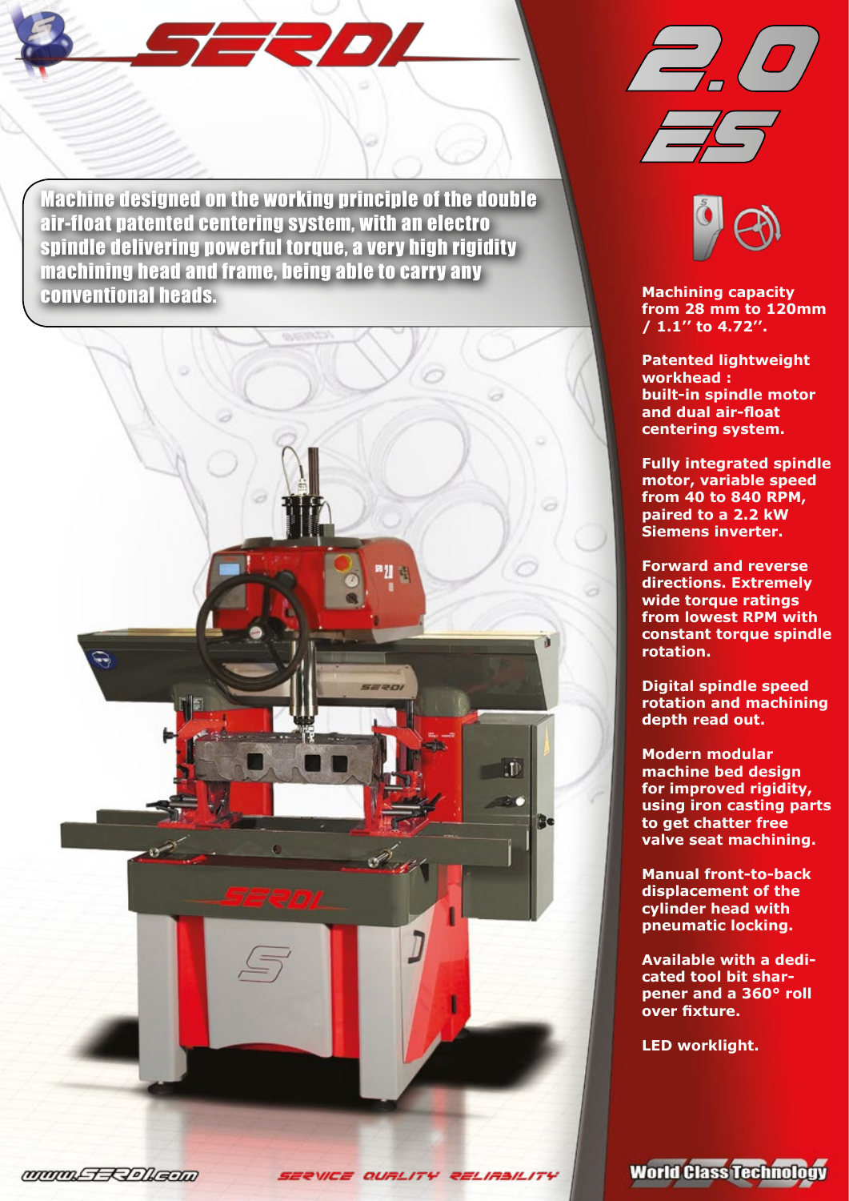# SERDI 2.0 ES

**Machine designed on the working principle of the double air-float patented centering system, with an electro spindle delivering powerful torque, a very high rigidity machining head and frame, being able to carry any conventional heads.**

**Machining capacity from 28 mm to 120mm / 1.1'' to 4.72''.**

**Patented lightweight workhead : built-in spindle motor and dual air-float centering system.**

**Fully integrated spindle motor, variable speed from 40 to 840 RPM, paired to a 2.2 kW Siemens inverter.**

**Forward and reverse directions. Extremely wide torque ratings from lowest RPM with constant torque spindle rotation.**

**Digital spindle speed rotation and machining depth read out.**

**Modern modular machine bed design for improved rigidity, using iron casting parts to get chatter free valve seat machining.**

**Manual front-to-back displacement of the cylinder head with pneumatic locking.**

**Available with a dedicated tool bit sharpener and a 360° roll over fixture.**

**LED worklight.**

www.SERDI.com

SERVICE QUALITY RELIABILITY

World Class Technology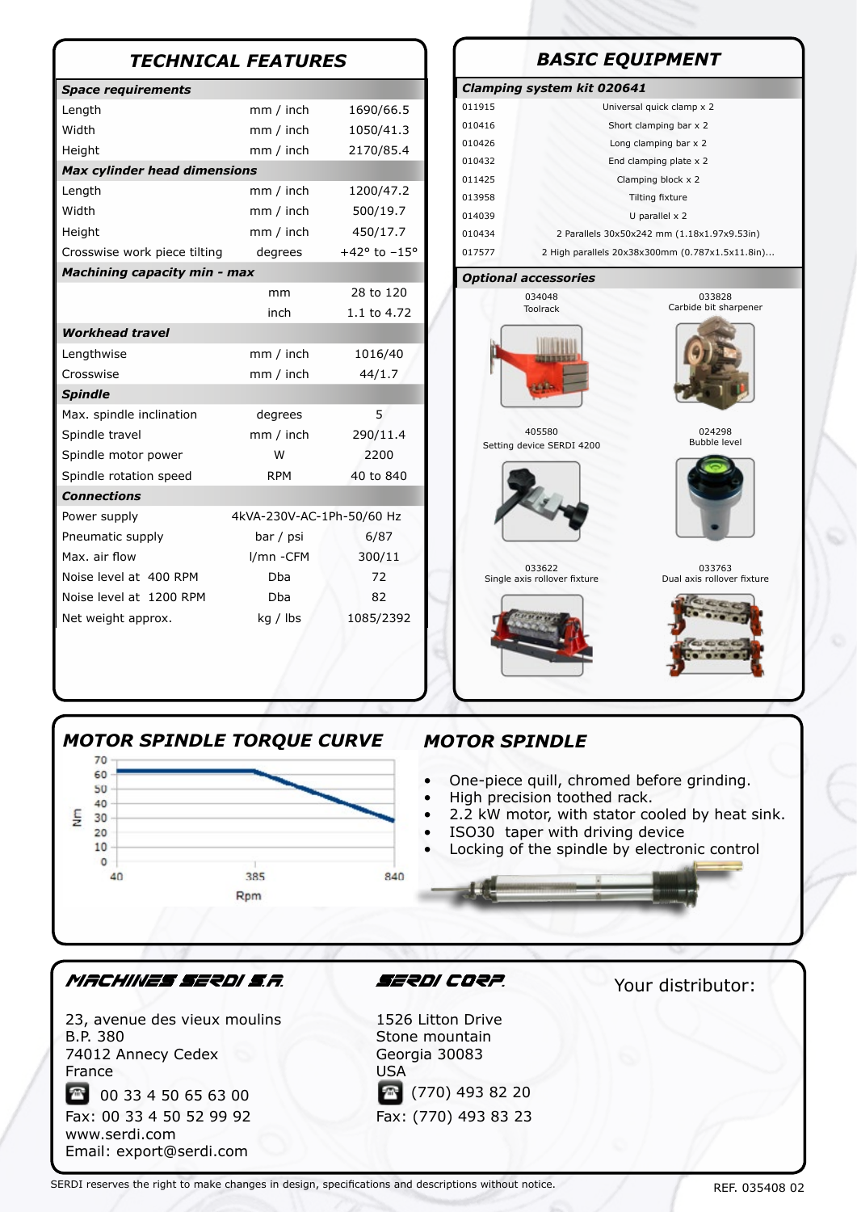## TECHNICAL FEATURES

| | | |
|---|---|---|
| ***Space requirements*** | | |
| Length | mm / inch | 1690/66.5 |
| Width | mm / inch | 1050/41.3 |
| Height | mm / inch | 2170/85.4 |
| ***Max cylinder head dimensions*** | | |
| Length | mm / inch | 1200/47.2 |
| Width | mm / inch | 500/19.7 |
| Height | mm / inch | 450/17.7 |
| Crosswise work piece tilting | degrees | +42° to –15° |
| ***Machining capacity min - max*** | | |
| | mm | 28 to 120 |
| | inch | 1.1 to 4.72 |
| ***Workhead travel*** | | |
| Lengthwise | mm / inch | 1016/40 |
| Crosswise | mm / inch | 44/1.7 |
| ***Spindle*** | | |
| Max. spindle inclination | degrees | 5 |
| Spindle travel | mm / inch | 290/11.4 |
| Spindle motor power | W | 2200 |
| Spindle rotation speed | RPM | 40 to 840 |
| ***Connections*** | | |
| Power supply | 4kVA-230V-AC-1Ph-50/60 Hz | |
| Pneumatic supply | bar / psi | 6/87 |
| Max. air flow | l/mn -CFM | 300/11 |
| Noise level at 400 RPM | Dba | 72 |
| Noise level at 1200 RPM | Dba | 82 |
| Net weight approx. | kg / lbs | 1085/2392 |

## BASIC EQUIPMENT

| | |
|---|---|
| ***Clamping system kit 020641*** | |
| 011915 | Universal quick clamp x 2 |
| 010416 | Short clamping bar x 2 |
| 010426 | Long clamping bar x 2 |
| 010432 | End clamping plate x 2 |
| 011425 | Clamping block x 2 |
| 013958 | Tilting fixture |
| 014039 | U parallel x 2 |
| 010434 | 2 Parallels 30x50x242 mm (1.18x1.97x9.53in) |
| 017577 | 2 High parallels 20x38x300mm (0.787x1.5x11.8in)... |

***Optional accessories***

034048
Toolrack

033828
Carbide bit sharpener

405580
Setting device SERDI 4200

024298
Bubble level

033622
Single axis rollover fixture

033763
Dual axis rollover fixture

## MOTOR SPINDLE TORQUE CURVE

Nm
70
60
50
40
30
20
10
0
40
385
840
Rpm

## MOTOR SPINDLE

- One-piece quill, chromed before grinding.
- High precision toothed rack.
- 2.2 kW motor, with stator cooled by heat sink.
- ISO30 taper with driving device
- Locking of the spindle by electronic control

**MACHINES SERDI S.A.**

23, avenue des vieux moulins
B.P. 380
74012 Annecy Cedex
France
00 33 4 50 65 63 00
Fax: 00 33 4 50 52 99 92
www.serdi.com
Email: export@serdi.com

**SERDI CORP.**

1526 Litton Drive
Stone mountain
Georgia 30083
USA
(770) 493 82 20
Fax: (770) 493 83 23

Your distributor:

SERDI reserves the right to make changes in design, specifications and descriptions without notice.

REF. 035408 02